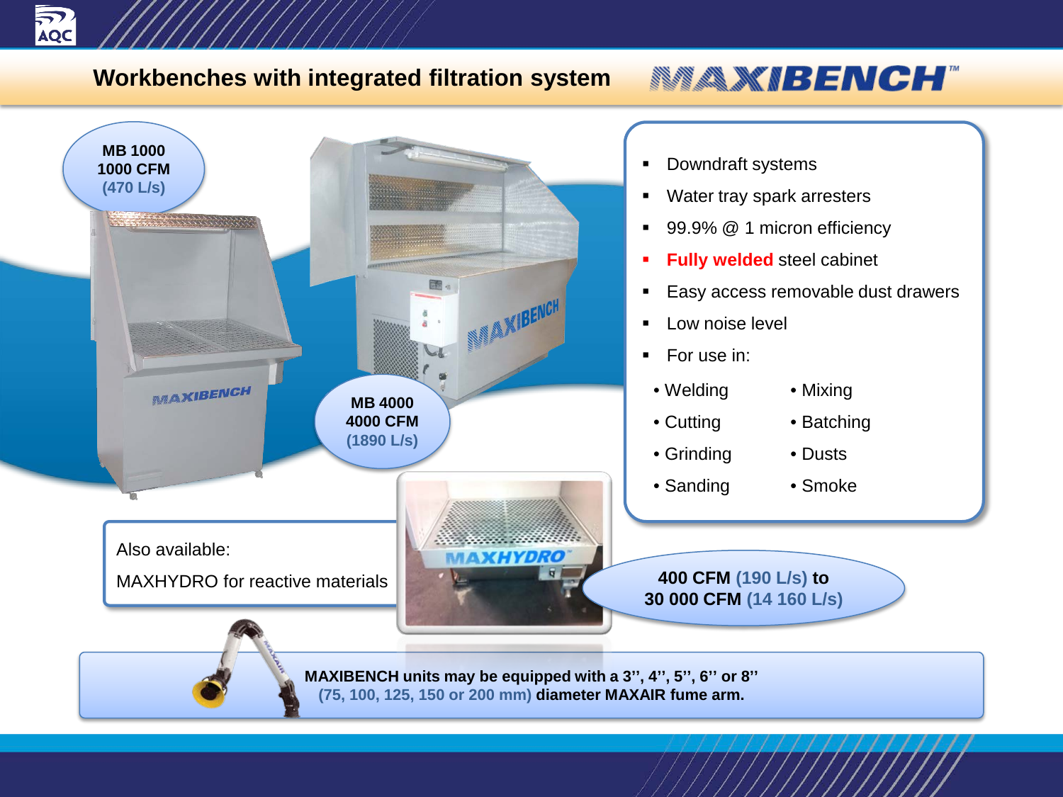# Workbenches with integrated filtration system

## MAXIBENCH™

**MB 1000**
**1000 CFM**
**(470 L/s)**

**MB 4000**
**4000 CFM**
**(1890 L/s)**

- Downdraft systems
- Water tray spark arresters
- 99.9% @ 1 micron efficiency
- **Fully welded** steel cabinet
- Easy access removable dust drawers
- Low noise level
- For use in:

| | |
|---|---|
| • Welding | • Mixing |
| • Cutting | • Batching |
| • Grinding | • Dusts |
| • Sanding | • Smoke |

Also available:

MAXHYDRO for reactive materials

**400 CFM (190 L/s) to**
**30 000 CFM (14 160 L/s)**

**MAXIBENCH units may be equipped with a 3'', 4'', 5'', 6'' or 8''**
**(75, 100, 125, 150 or 200 mm) diameter MAXAIR fume arm.**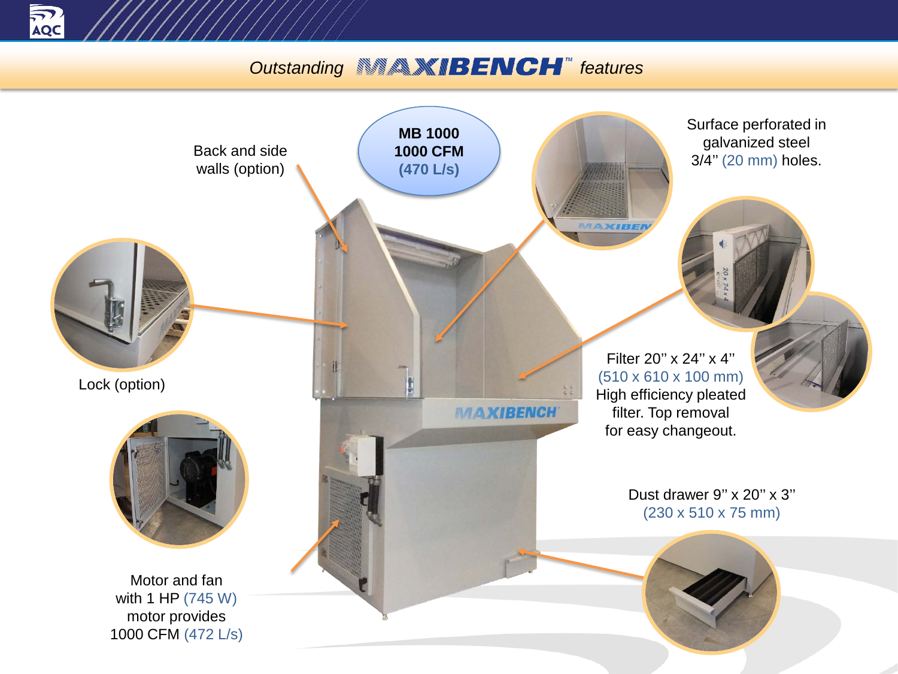## *Outstanding* MAXIBENCH™ *features*

**MB 1000**
**1000 CFM**
**(470 L/s)**

Back and side walls (option)

Surface perforated in galvanized steel 3/4'' (20 mm) holes.

Lock (option)

Filter 20'' x 24'' x 4''
(510 x 610 x 100 mm)
High efficiency pleated filter. Top removal for easy changeout.

Dust drawer 9'' x 20'' x 3''
(230 x 510 x 75 mm)

Motor and fan with 1 HP (745 W) motor provides 1000 CFM (472 L/s)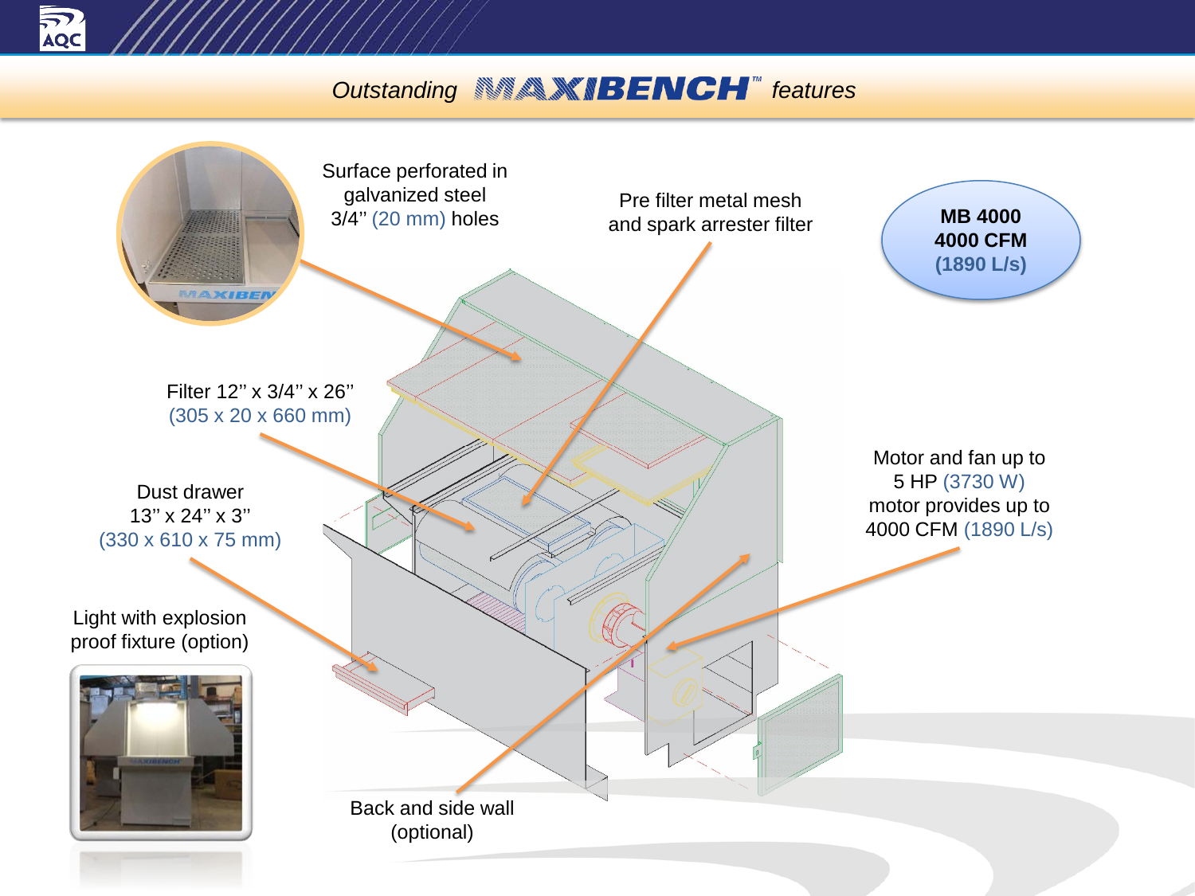# *Outstanding* MAXIBENCH™ *features*

**MB 4000**
**4000 CFM**
**(1890 L/s)**

Surface perforated in galvanized steel 3/4'' (20 mm) holes

Pre filter metal mesh and spark arrester filter

Filter 12'' x 3/4'' x 26'' (305 x 20 x 660 mm)

Dust drawer 13'' x 24'' x 3'' (330 x 610 x 75 mm)

Motor and fan up to 5 HP (3730 W) motor provides up to 4000 CFM (1890 L/s)

Light with explosion proof fixture (option)

Back and side wall (optional)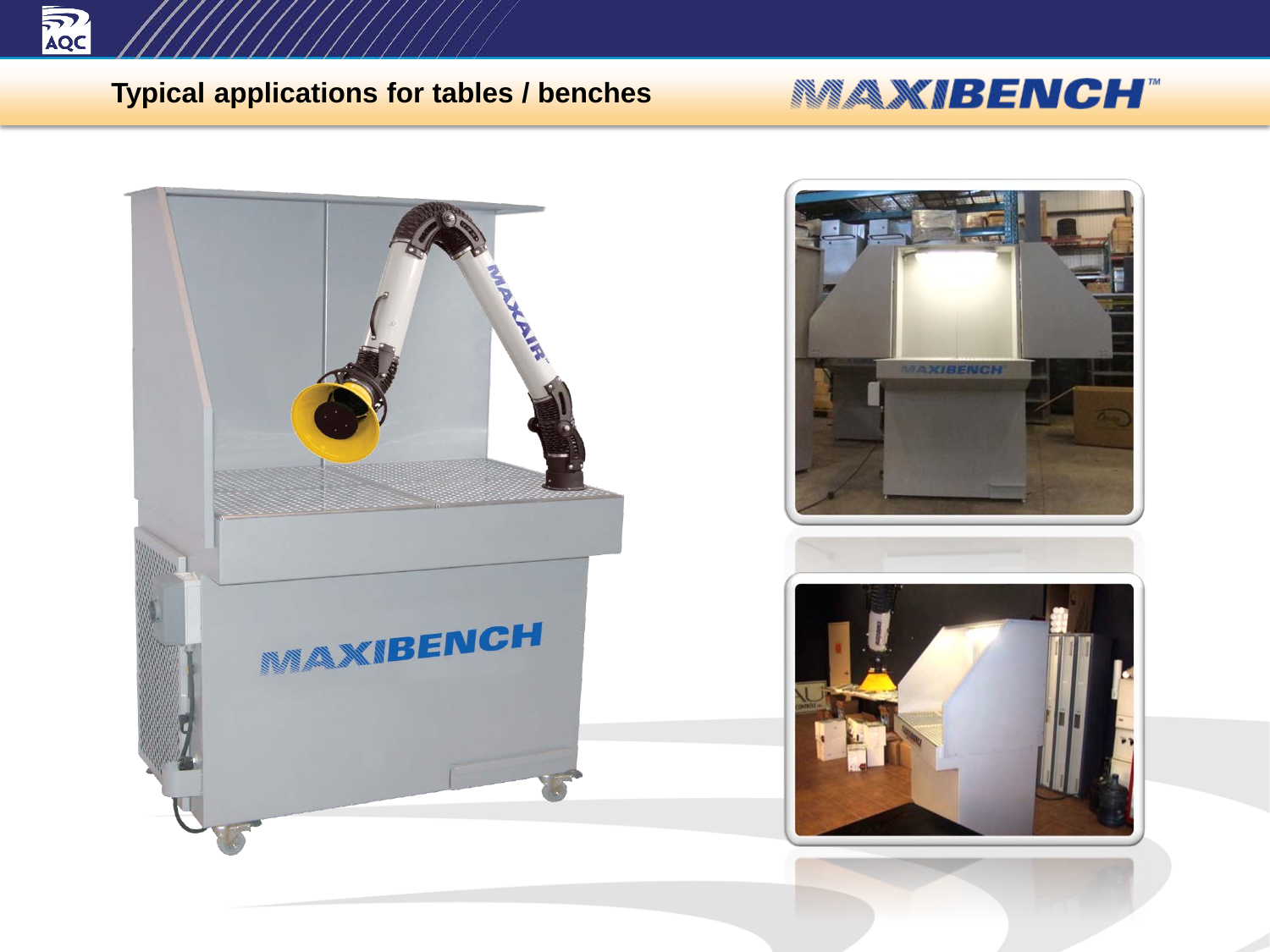## Typical applications for tables / benches

MAXIBENCH™